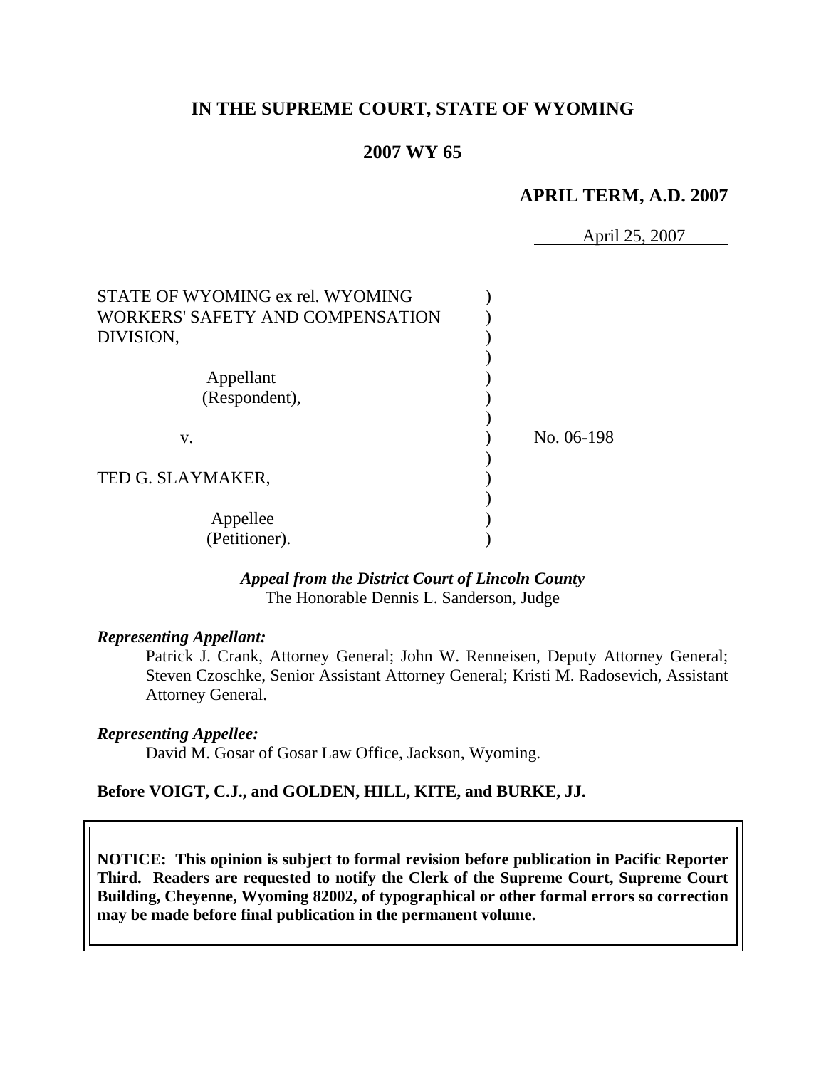# IN THE SUPREME COURT, STATE OF WYOMING

## 2007 WY 65

### APRIL TERM, A.D. 2007

April 25, 2007

| | | |
|---|---|---|
| STATE OF WYOMING ex rel. WYOMING WORKERS' SAFETY AND COMPENSATION DIVISION, | ) | |
| Appellant (Respondent), | ) | |
| v. | ) | No. 06-198 |
| TED G. SLAYMAKER, | ) | |
| Appellee (Petitioner). | ) | |

*Appeal from the District Court of Lincoln County*
The Honorable Dennis L. Sanderson, Judge

***Representing Appellant:***

Patrick J. Crank, Attorney General; John W. Renneisen, Deputy Attorney General; Steven Czoschke, Senior Assistant Attorney General; Kristi M. Radosevich, Assistant Attorney General.

***Representing Appellee:***

David M. Gosar of Gosar Law Office, Jackson, Wyoming.

**Before VOIGT, C.J., and GOLDEN, HILL, KITE, and BURKE, JJ.**

**NOTICE: This opinion is subject to formal revision before publication in Pacific Reporter Third. Readers are requested to notify the Clerk of the Supreme Court, Supreme Court Building, Cheyenne, Wyoming 82002, of typographical or other formal errors so correction may be made before final publication in the permanent volume.**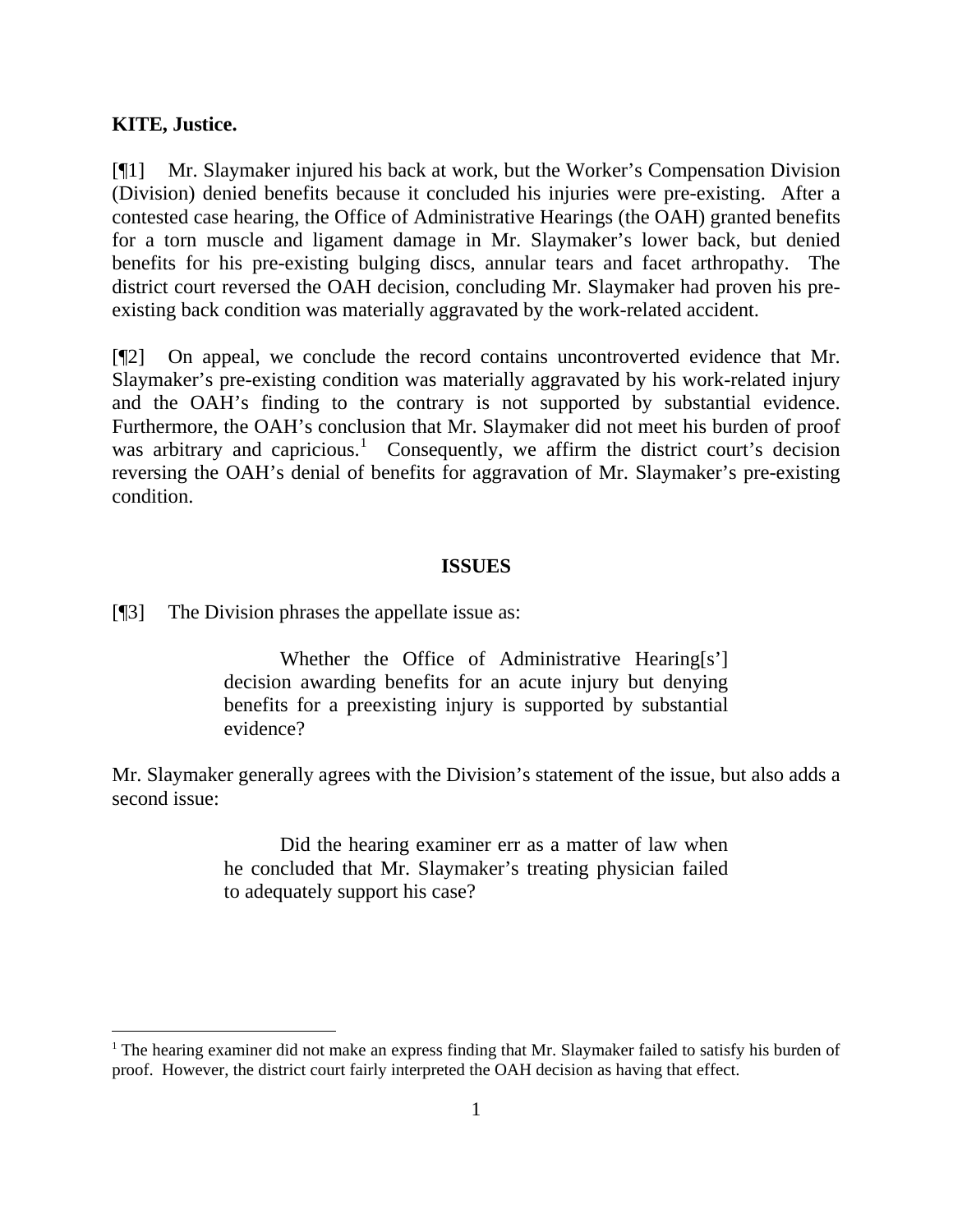**KITE, Justice.**

[¶1] Mr. Slaymaker injured his back at work, but the Worker's Compensation Division (Division) denied benefits because it concluded his injuries were pre-existing. After a contested case hearing, the Office of Administrative Hearings (the OAH) granted benefits for a torn muscle and ligament damage in Mr. Slaymaker's lower back, but denied benefits for his pre-existing bulging discs, annular tears and facet arthropathy. The district court reversed the OAH decision, concluding Mr. Slaymaker had proven his pre-existing back condition was materially aggravated by the work-related accident.

[¶2] On appeal, we conclude the record contains uncontroverted evidence that Mr. Slaymaker's pre-existing condition was materially aggravated by his work-related injury and the OAH's finding to the contrary is not supported by substantial evidence. Furthermore, the OAH's conclusion that Mr. Slaymaker did not meet his burden of proof was arbitrary and capricious.[1] Consequently, we affirm the district court's decision reversing the OAH's denial of benefits for aggravation of Mr. Slaymaker's pre-existing condition.

## ISSUES

[¶3] The Division phrases the appellate issue as:

> Whether the Office of Administrative Hearing[s'] decision awarding benefits for an acute injury but denying benefits for a preexisting injury is supported by substantial evidence?

Mr. Slaymaker generally agrees with the Division's statement of the issue, but also adds a second issue:

> Did the hearing examiner err as a matter of law when he concluded that Mr. Slaymaker's treating physician failed to adequately support his case?

---

[1] The hearing examiner did not make an express finding that Mr. Slaymaker failed to satisfy his burden of proof. However, the district court fairly interpreted the OAH decision as having that effect.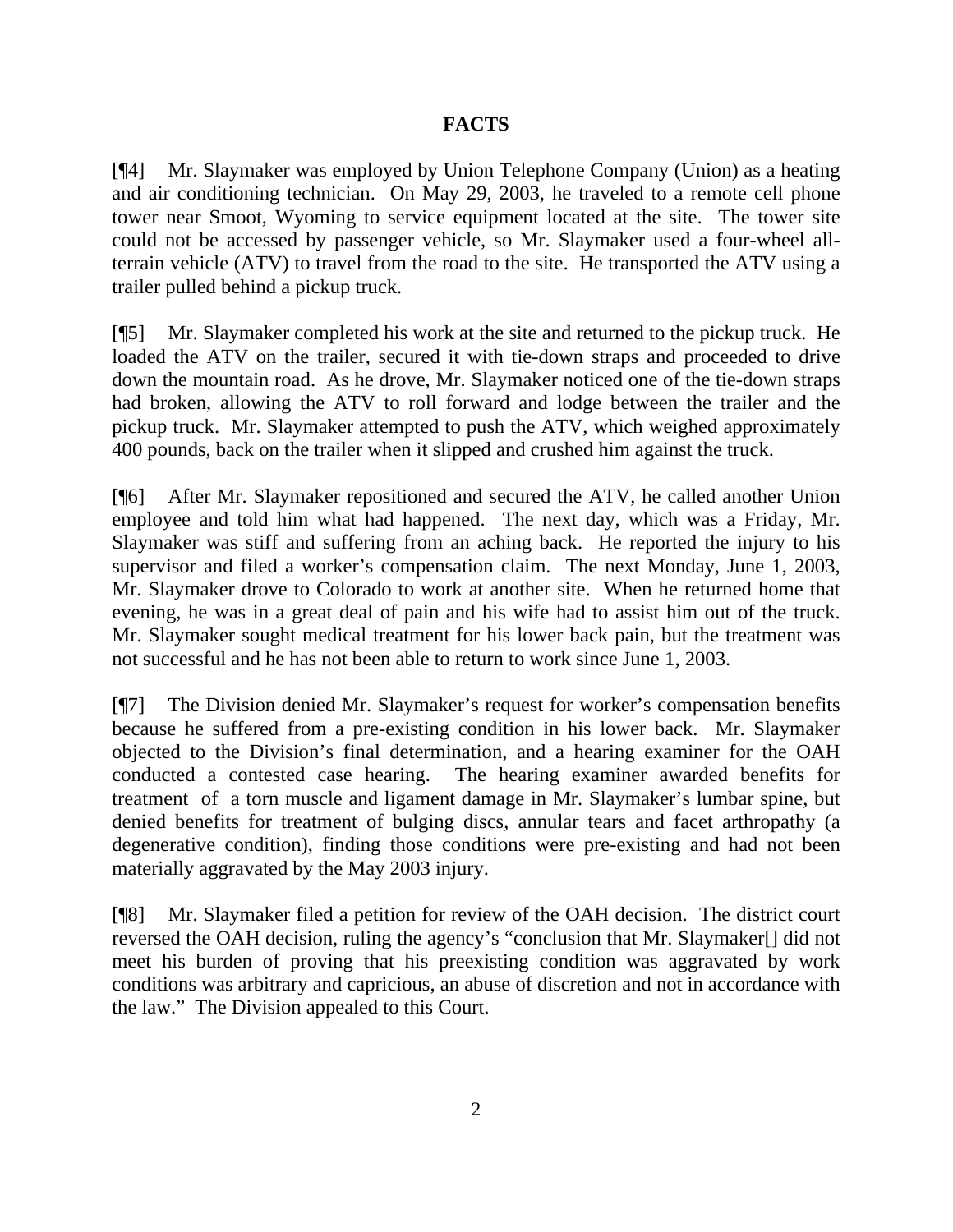## FACTS

[¶4] Mr. Slaymaker was employed by Union Telephone Company (Union) as a heating and air conditioning technician. On May 29, 2003, he traveled to a remote cell phone tower near Smoot, Wyoming to service equipment located at the site. The tower site could not be accessed by passenger vehicle, so Mr. Slaymaker used a four-wheel all-terrain vehicle (ATV) to travel from the road to the site. He transported the ATV using a trailer pulled behind a pickup truck.

[¶5] Mr. Slaymaker completed his work at the site and returned to the pickup truck. He loaded the ATV on the trailer, secured it with tie-down straps and proceeded to drive down the mountain road. As he drove, Mr. Slaymaker noticed one of the tie-down straps had broken, allowing the ATV to roll forward and lodge between the trailer and the pickup truck. Mr. Slaymaker attempted to push the ATV, which weighed approximately 400 pounds, back on the trailer when it slipped and crushed him against the truck.

[¶6] After Mr. Slaymaker repositioned and secured the ATV, he called another Union employee and told him what had happened. The next day, which was a Friday, Mr. Slaymaker was stiff and suffering from an aching back. He reported the injury to his supervisor and filed a worker's compensation claim. The next Monday, June 1, 2003, Mr. Slaymaker drove to Colorado to work at another site. When he returned home that evening, he was in a great deal of pain and his wife had to assist him out of the truck. Mr. Slaymaker sought medical treatment for his lower back pain, but the treatment was not successful and he has not been able to return to work since June 1, 2003.

[¶7] The Division denied Mr. Slaymaker's request for worker's compensation benefits because he suffered from a pre-existing condition in his lower back. Mr. Slaymaker objected to the Division's final determination, and a hearing examiner for the OAH conducted a contested case hearing. The hearing examiner awarded benefits for treatment of a torn muscle and ligament damage in Mr. Slaymaker's lumbar spine, but denied benefits for treatment of bulging discs, annular tears and facet arthropathy (a degenerative condition), finding those conditions were pre-existing and had not been materially aggravated by the May 2003 injury.

[¶8] Mr. Slaymaker filed a petition for review of the OAH decision. The district court reversed the OAH decision, ruling the agency's "conclusion that Mr. Slaymaker[] did not meet his burden of proving that his preexisting condition was aggravated by work conditions was arbitrary and capricious, an abuse of discretion and not in accordance with the law." The Division appealed to this Court.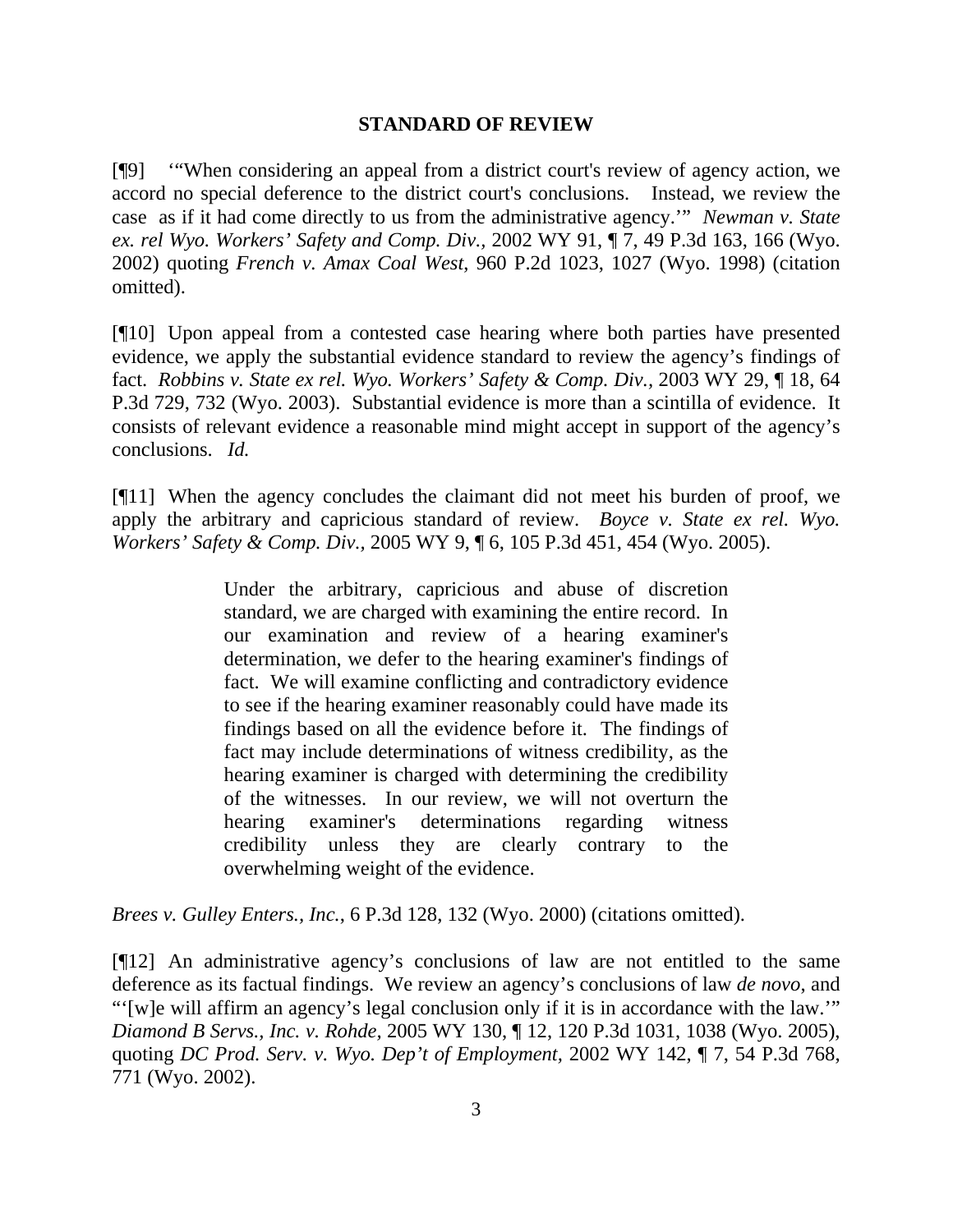## STANDARD OF REVIEW

[¶9] '"When considering an appeal from a district court's review of agency action, we accord no special deference to the district court's conclusions. Instead, we review the case as if it had come directly to us from the administrative agency.'" *Newman v. State ex. rel Wyo. Workers' Safety and Comp. Div.,* 2002 WY 91, ¶ 7, 49 P.3d 163, 166 (Wyo. 2002) quoting *French v. Amax Coal West,* 960 P.2d 1023, 1027 (Wyo. 1998) (citation omitted).

[¶10] Upon appeal from a contested case hearing where both parties have presented evidence, we apply the substantial evidence standard to review the agency's findings of fact. *Robbins v. State ex rel. Wyo. Workers' Safety & Comp. Div.,* 2003 WY 29, ¶ 18, 64 P.3d 729, 732 (Wyo. 2003). Substantial evidence is more than a scintilla of evidence. It consists of relevant evidence a reasonable mind might accept in support of the agency's conclusions. *Id.*

[¶11] When the agency concludes the claimant did not meet his burden of proof, we apply the arbitrary and capricious standard of review. *Boyce v. State ex rel. Wyo. Workers' Safety & Comp. Div.,* 2005 WY 9, ¶ 6, 105 P.3d 451, 454 (Wyo. 2005).

> Under the arbitrary, capricious and abuse of discretion standard, we are charged with examining the entire record. In our examination and review of a hearing examiner's determination, we defer to the hearing examiner's findings of fact. We will examine conflicting and contradictory evidence to see if the hearing examiner reasonably could have made its findings based on all the evidence before it. The findings of fact may include determinations of witness credibility, as the hearing examiner is charged with determining the credibility of the witnesses. In our review, we will not overturn the hearing examiner's determinations regarding witness credibility unless they are clearly contrary to the overwhelming weight of the evidence.

*Brees v. Gulley Enters., Inc.*, 6 P.3d 128, 132 (Wyo. 2000) (citations omitted).

[¶12] An administrative agency's conclusions of law are not entitled to the same deference as its factual findings. We review an agency's conclusions of law *de novo*, and "'[w]e will affirm an agency's legal conclusion only if it is in accordance with the law.'" *Diamond B Servs., Inc. v. Rohde,* 2005 WY 130, ¶ 12, 120 P.3d 1031, 1038 (Wyo. 2005), quoting *DC Prod. Serv. v. Wyo. Dep't of Employment,* 2002 WY 142, ¶ 7, 54 P.3d 768, 771 (Wyo. 2002).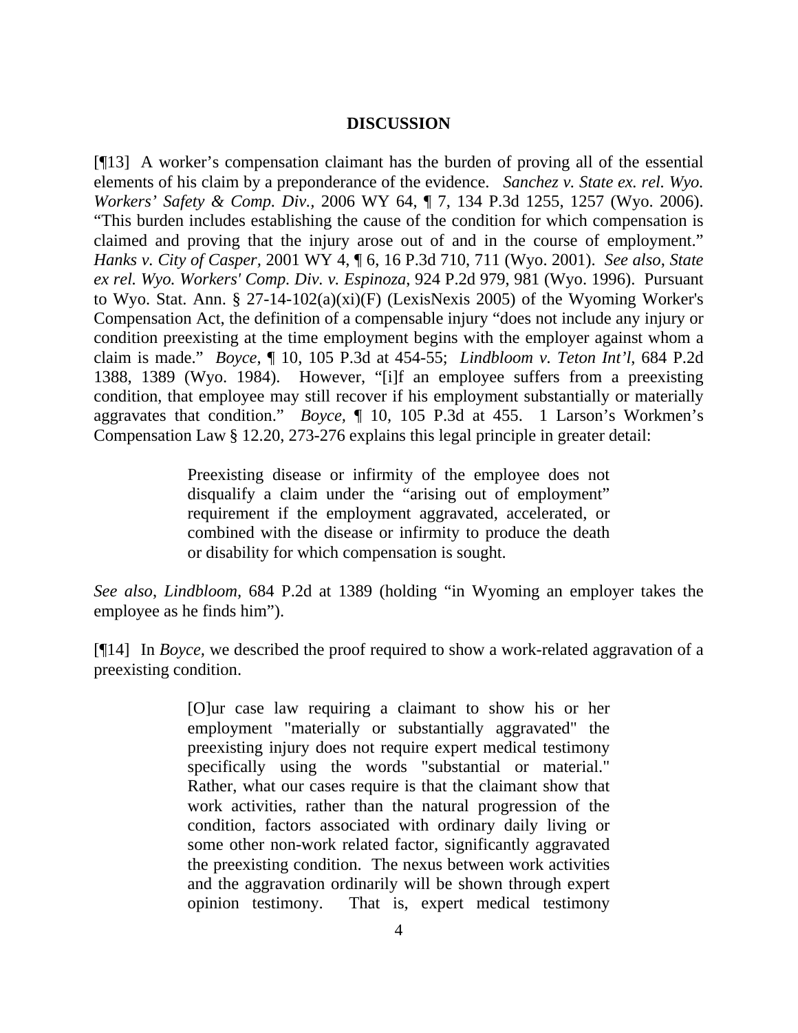## DISCUSSION

[¶13] A worker's compensation claimant has the burden of proving all of the essential elements of his claim by a preponderance of the evidence. *Sanchez v. State ex. rel. Wyo. Workers' Safety & Comp. Div.*, 2006 WY 64, ¶ 7, 134 P.3d 1255, 1257 (Wyo. 2006). "This burden includes establishing the cause of the condition for which compensation is claimed and proving that the injury arose out of and in the course of employment." *Hanks v. City of Casper*, 2001 WY 4, ¶ 6, 16 P.3d 710, 711 (Wyo. 2001). *See also*, *State ex rel. Wyo. Workers' Comp. Div. v. Espinoza*, 924 P.2d 979, 981 (Wyo. 1996). Pursuant to Wyo. Stat. Ann. § 27-14-102(a)(xi)(F) (LexisNexis 2005) of the Wyoming Worker's Compensation Act, the definition of a compensable injury "does not include any injury or condition preexisting at the time employment begins with the employer against whom a claim is made." *Boyce*, ¶ 10, 105 P.3d at 454-55; *Lindbloom v. Teton Int'l*, 684 P.2d 1388, 1389 (Wyo. 1984). However, "[i]f an employee suffers from a preexisting condition, that employee may still recover if his employment substantially or materially aggravates that condition." *Boyce*, ¶ 10, 105 P.3d at 455. 1 Larson's Workmen's Compensation Law § 12.20, 273-276 explains this legal principle in greater detail:

> Preexisting disease or infirmity of the employee does not disqualify a claim under the "arising out of employment" requirement if the employment aggravated, accelerated, or combined with the disease or infirmity to produce the death or disability for which compensation is sought.

*See also*, *Lindbloom*, 684 P.2d at 1389 (holding "in Wyoming an employer takes the employee as he finds him").

[¶14] In *Boyce*, we described the proof required to show a work-related aggravation of a preexisting condition.

> [O]ur case law requiring a claimant to show his or her employment "materially or substantially aggravated" the preexisting injury does not require expert medical testimony specifically using the words "substantial or material." Rather, what our cases require is that the claimant show that work activities, rather than the natural progression of the condition, factors associated with ordinary daily living or some other non-work related factor, significantly aggravated the preexisting condition. The nexus between work activities and the aggravation ordinarily will be shown through expert opinion testimony. That is, expert medical testimony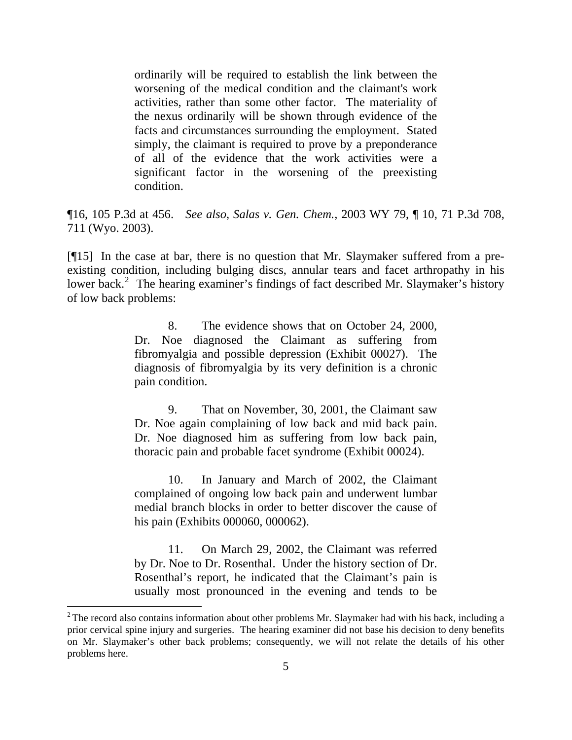> ordinarily will be required to establish the link between the worsening of the medical condition and the claimant's work activities, rather than some other factor. The materiality of the nexus ordinarily will be shown through evidence of the facts and circumstances surrounding the employment. Stated simply, the claimant is required to prove by a preponderance of all of the evidence that the work activities were a significant factor in the worsening of the preexisting condition.

¶16, 105 P.3d at 456. *See also, Salas v. Gen. Chem.,* 2003 WY 79, ¶ 10, 71 P.3d 708, 711 (Wyo. 2003).

[¶15] In the case at bar, there is no question that Mr. Slaymaker suffered from a pre-existing condition, including bulging discs, annular tears and facet arthropathy in his lower back.[2] The hearing examiner's findings of fact described Mr. Slaymaker's history of low back problems:

> 8. The evidence shows that on October 24, 2000, Dr. Noe diagnosed the Claimant as suffering from fibromyalgia and possible depression (Exhibit 00027). The diagnosis of fibromyalgia by its very definition is a chronic pain condition.
>
> 9. That on November, 30, 2001, the Claimant saw Dr. Noe again complaining of low back and mid back pain. Dr. Noe diagnosed him as suffering from low back pain, thoracic pain and probable facet syndrome (Exhibit 00024).
>
> 10. In January and March of 2002, the Claimant complained of ongoing low back pain and underwent lumbar medial branch blocks in order to better discover the cause of his pain (Exhibits 000060, 000062).
>
> 11. On March 29, 2002, the Claimant was referred by Dr. Noe to Dr. Rosenthal. Under the history section of Dr. Rosenthal's report, he indicated that the Claimant's pain is usually most pronounced in the evening and tends to be

[2] The record also contains information about other problems Mr. Slaymaker had with his back, including a prior cervical spine injury and surgeries. The hearing examiner did not base his decision to deny benefits on Mr. Slaymaker's other back problems; consequently, we will not relate the details of his other problems here.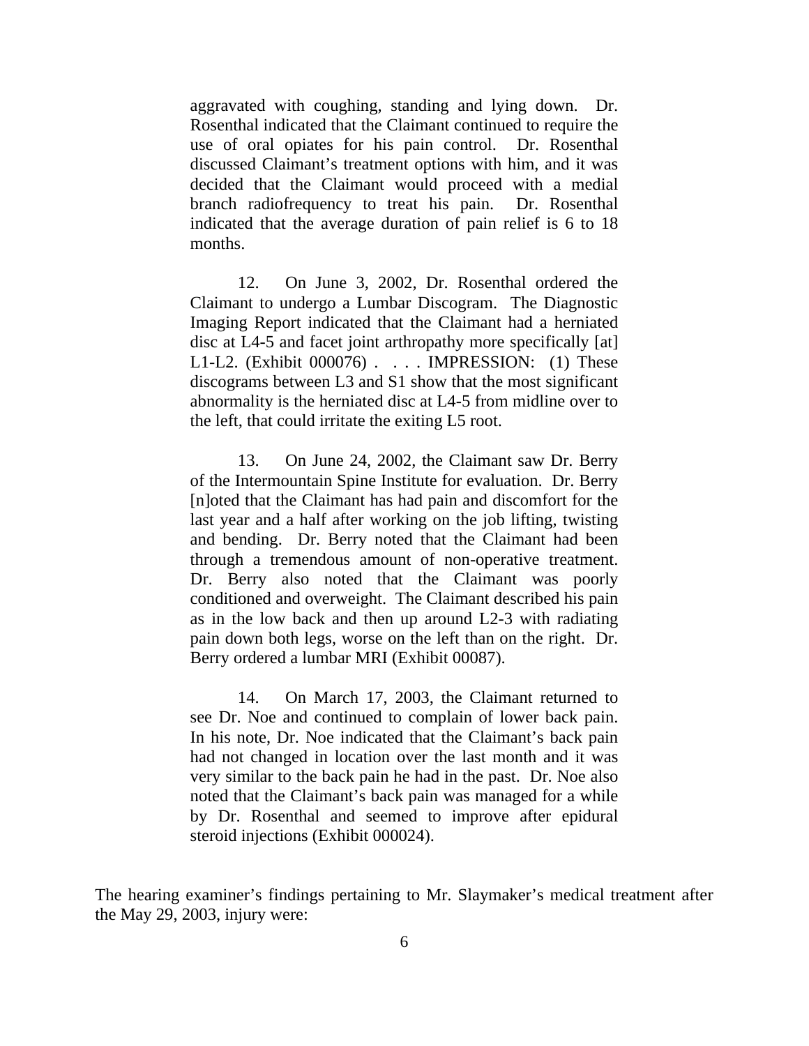> aggravated with coughing, standing and lying down. Dr. Rosenthal indicated that the Claimant continued to require the use of oral opiates for his pain control. Dr. Rosenthal discussed Claimant's treatment options with him, and it was decided that the Claimant would proceed with a medial branch radiofrequency to treat his pain. Dr. Rosenthal indicated that the average duration of pain relief is 6 to 18 months.
>
> 12. On June 3, 2002, Dr. Rosenthal ordered the Claimant to undergo a Lumbar Discogram. The Diagnostic Imaging Report indicated that the Claimant had a herniated disc at L4-5 and facet joint arthropathy more specifically [at] L1-L2. (Exhibit 000076) . . . . IMPRESSION: (1) These discograms between L3 and S1 show that the most significant abnormality is the herniated disc at L4-5 from midline over to the left, that could irritate the exiting L5 root.
>
> 13. On June 24, 2002, the Claimant saw Dr. Berry of the Intermountain Spine Institute for evaluation. Dr. Berry [n]oted that the Claimant has had pain and discomfort for the last year and a half after working on the job lifting, twisting and bending. Dr. Berry noted that the Claimant had been through a tremendous amount of non-operative treatment. Dr. Berry also noted that the Claimant was poorly conditioned and overweight. The Claimant described his pain as in the low back and then up around L2-3 with radiating pain down both legs, worse on the left than on the right. Dr. Berry ordered a lumbar MRI (Exhibit 00087).
>
> 14. On March 17, 2003, the Claimant returned to see Dr. Noe and continued to complain of lower back pain. In his note, Dr. Noe indicated that the Claimant's back pain had not changed in location over the last month and it was very similar to the back pain he had in the past. Dr. Noe also noted that the Claimant's back pain was managed for a while by Dr. Rosenthal and seemed to improve after epidural steroid injections (Exhibit 000024).

The hearing examiner's findings pertaining to Mr. Slaymaker's medical treatment after the May 29, 2003, injury were: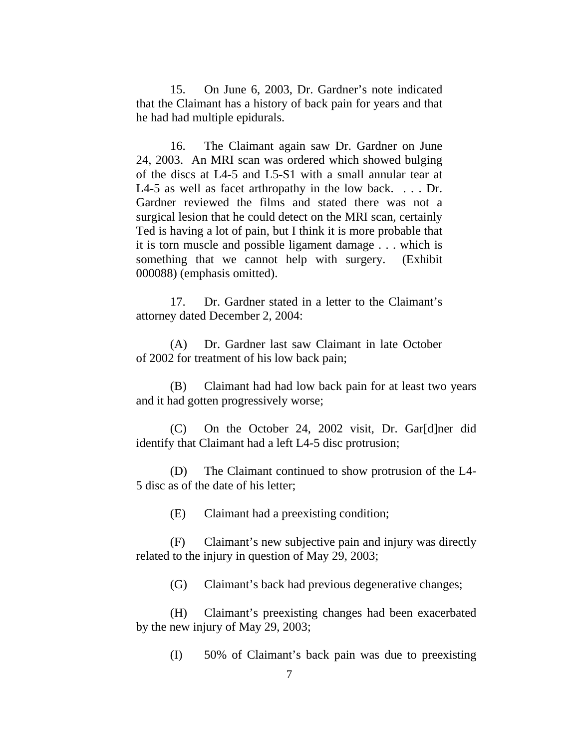15. On June 6, 2003, Dr. Gardner's note indicated that the Claimant has a history of back pain for years and that he had had multiple epidurals.

16. The Claimant again saw Dr. Gardner on June 24, 2003. An MRI scan was ordered which showed bulging of the discs at L4-5 and L5-S1 with a small annular tear at L4-5 as well as facet arthropathy in the low back. . . . Dr. Gardner reviewed the films and stated there was not a surgical lesion that he could detect on the MRI scan, certainly Ted is having a lot of pain, but I think it is more probable that it is torn muscle and possible ligament damage . . . which is something that we cannot help with surgery. (Exhibit 000088) (emphasis omitted).

17. Dr. Gardner stated in a letter to the Claimant's attorney dated December 2, 2004:

(A) Dr. Gardner last saw Claimant in late October of 2002 for treatment of his low back pain;

(B) Claimant had had low back pain for at least two years and it had gotten progressively worse;

(C) On the October 24, 2002 visit, Dr. Gar[d]ner did identify that Claimant had a left L4-5 disc protrusion;

(D) The Claimant continued to show protrusion of the L4-5 disc as of the date of his letter;

(E) Claimant had a preexisting condition;

(F) Claimant's new subjective pain and injury was directly related to the injury in question of May 29, 2003;

(G) Claimant's back had previous degenerative changes;

(H) Claimant's preexisting changes had been exacerbated by the new injury of May 29, 2003;

(I) 50% of Claimant's back pain was due to preexisting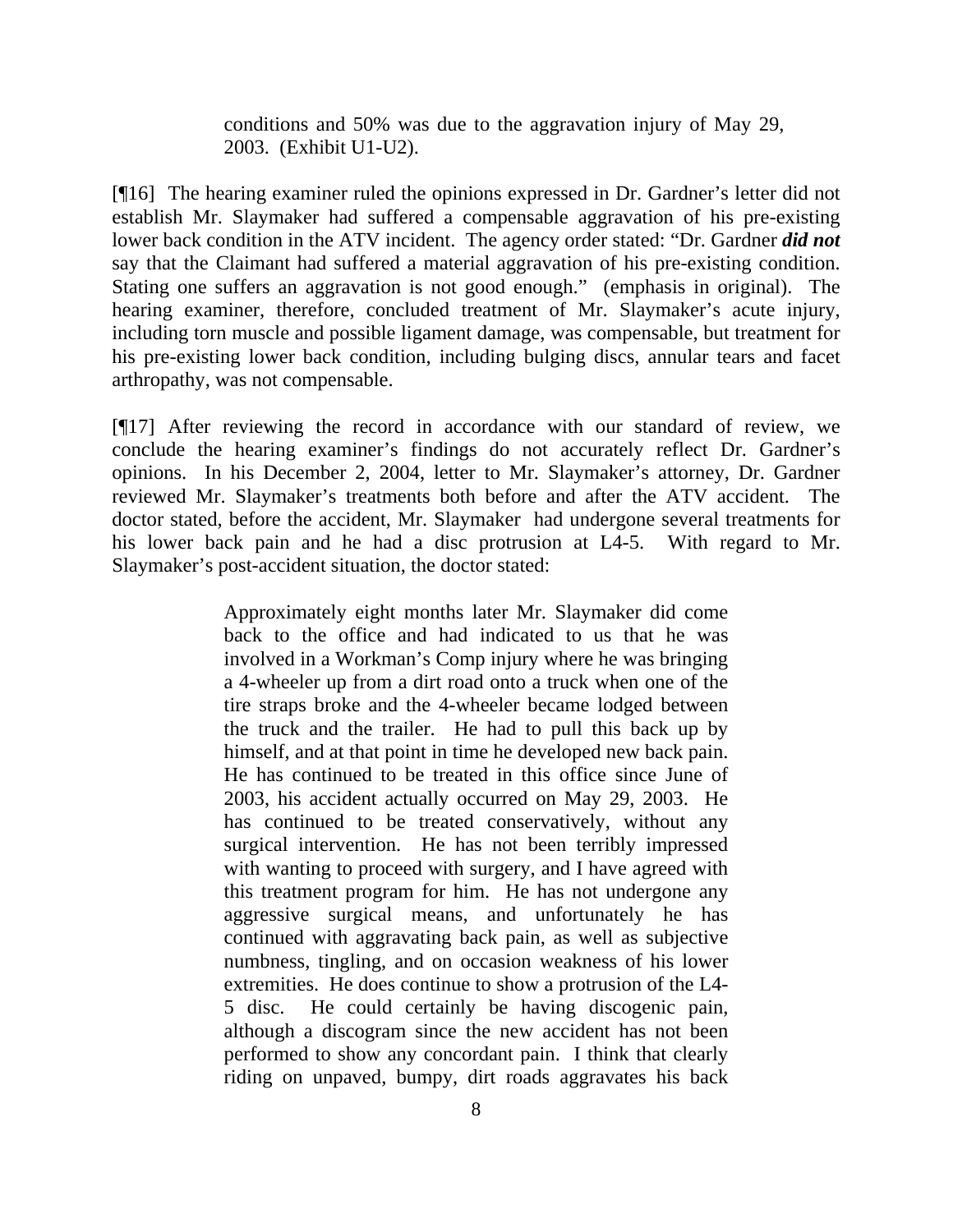> conditions and 50% was due to the aggravation injury of May 29, 2003. (Exhibit U1-U2).

[¶16] The hearing examiner ruled the opinions expressed in Dr. Gardner's letter did not establish Mr. Slaymaker had suffered a compensable aggravation of his pre-existing lower back condition in the ATV incident. The agency order stated: "Dr. Gardner ***did not*** say that the Claimant had suffered a material aggravation of his pre-existing condition. Stating one suffers an aggravation is not good enough." (emphasis in original). The hearing examiner, therefore, concluded treatment of Mr. Slaymaker's acute injury, including torn muscle and possible ligament damage, was compensable, but treatment for his pre-existing lower back condition, including bulging discs, annular tears and facet arthropathy, was not compensable.

[¶17] After reviewing the record in accordance with our standard of review, we conclude the hearing examiner's findings do not accurately reflect Dr. Gardner's opinions. In his December 2, 2004, letter to Mr. Slaymaker's attorney, Dr. Gardner reviewed Mr. Slaymaker's treatments both before and after the ATV accident. The doctor stated, before the accident, Mr. Slaymaker had undergone several treatments for his lower back pain and he had a disc protrusion at L4-5. With regard to Mr. Slaymaker's post-accident situation, the doctor stated:

> Approximately eight months later Mr. Slaymaker did come back to the office and had indicated to us that he was involved in a Workman's Comp injury where he was bringing a 4-wheeler up from a dirt road onto a truck when one of the tire straps broke and the 4-wheeler became lodged between the truck and the trailer. He had to pull this back up by himself, and at that point in time he developed new back pain. He has continued to be treated in this office since June of 2003, his accident actually occurred on May 29, 2003. He has continued to be treated conservatively, without any surgical intervention. He has not been terribly impressed with wanting to proceed with surgery, and I have agreed with this treatment program for him. He has not undergone any aggressive surgical means, and unfortunately he has continued with aggravating back pain, as well as subjective numbness, tingling, and on occasion weakness of his lower extremities. He does continue to show a protrusion of the L4-5 disc. He could certainly be having discogenic pain, although a discogram since the new accident has not been performed to show any concordant pain. I think that clearly riding on unpaved, bumpy, dirt roads aggravates his back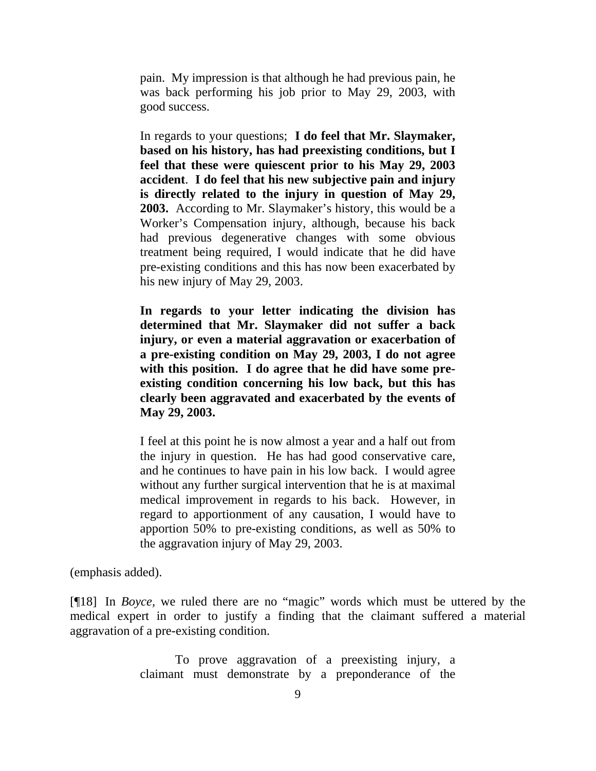> pain. My impression is that although he had previous pain, he was back performing his job prior to May 29, 2003, with good success.
>
> In regards to your questions; **I do feel that Mr. Slaymaker, based on his history, has had preexisting conditions, but I feel that these were quiescent prior to his May 29, 2003 accident**. **I do feel that his new subjective pain and injury is directly related to the injury in question of May 29, 2003.** According to Mr. Slaymaker's history, this would be a Worker's Compensation injury, although, because his back had previous degenerative changes with some obvious treatment being required, I would indicate that he did have pre-existing conditions and this has now been exacerbated by his new injury of May 29, 2003.
>
> **In regards to your letter indicating the division has determined that Mr. Slaymaker did not suffer a back injury, or even a material aggravation or exacerbation of a pre-existing condition on May 29, 2003, I do not agree with this position. I do agree that he did have some pre-existing condition concerning his low back, but this has clearly been aggravated and exacerbated by the events of May 29, 2003.**
>
> I feel at this point he is now almost a year and a half out from the injury in question. He has had good conservative care, and he continues to have pain in his low back. I would agree without any further surgical intervention that he is at maximal medical improvement in regards to his back. However, in regard to apportionment of any causation, I would have to apportion 50% to pre-existing conditions, as well as 50% to the aggravation injury of May 29, 2003.

(emphasis added).

[¶18] In *Boyce*, we ruled there are no "magic" words which must be uttered by the medical expert in order to justify a finding that the claimant suffered a material aggravation of a pre-existing condition.

> To prove aggravation of a preexisting injury, a claimant must demonstrate by a preponderance of the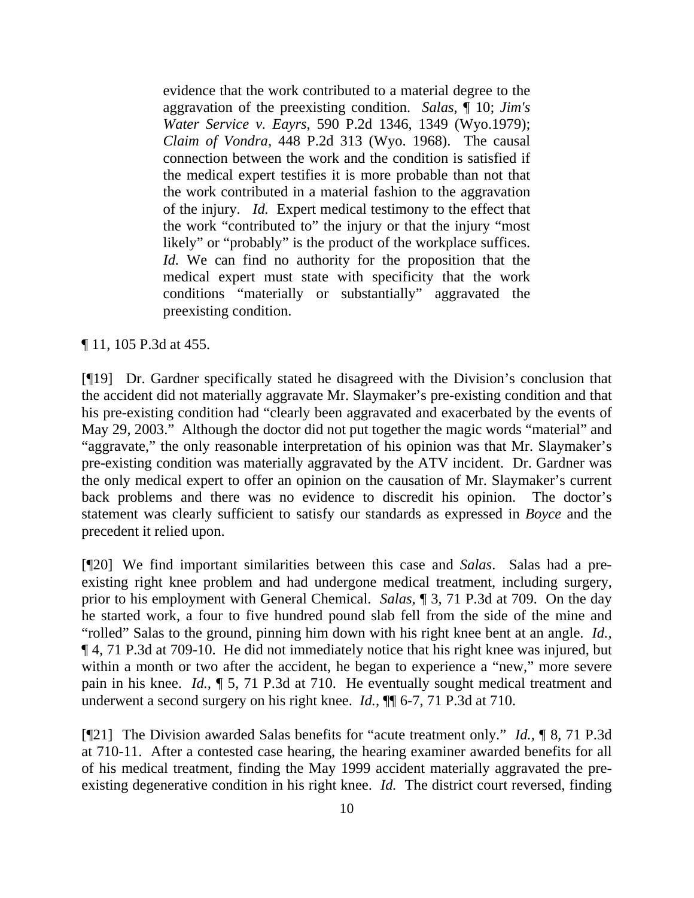> evidence that the work contributed to a material degree to the aggravation of the preexisting condition. *Salas*, ¶ 10; *Jim's Water Service v. Eayrs*, 590 P.2d 1346, 1349 (Wyo.1979); *Claim of Vondra*, 448 P.2d 313 (Wyo. 1968). The causal connection between the work and the condition is satisfied if the medical expert testifies it is more probable than not that the work contributed in a material fashion to the aggravation of the injury. *Id.* Expert medical testimony to the effect that the work "contributed to" the injury or that the injury "most likely" or "probably" is the product of the workplace suffices. *Id.* We can find no authority for the proposition that the medical expert must state with specificity that the work conditions "materially or substantially" aggravated the preexisting condition.

¶ 11, 105 P.3d at 455.

[¶19] Dr. Gardner specifically stated he disagreed with the Division's conclusion that the accident did not materially aggravate Mr. Slaymaker's pre-existing condition and that his pre-existing condition had "clearly been aggravated and exacerbated by the events of May 29, 2003." Although the doctor did not put together the magic words "material" and "aggravate," the only reasonable interpretation of his opinion was that Mr. Slaymaker's pre-existing condition was materially aggravated by the ATV incident. Dr. Gardner was the only medical expert to offer an opinion on the causation of Mr. Slaymaker's current back problems and there was no evidence to discredit his opinion. The doctor's statement was clearly sufficient to satisfy our standards as expressed in *Boyce* and the precedent it relied upon.

[¶20] We find important similarities between this case and *Salas*. Salas had a pre-existing right knee problem and had undergone medical treatment, including surgery, prior to his employment with General Chemical. *Salas*, ¶ 3, 71 P.3d at 709. On the day he started work, a four to five hundred pound slab fell from the side of the mine and "rolled" Salas to the ground, pinning him down with his right knee bent at an angle. *Id.*, ¶ 4, 71 P.3d at 709-10. He did not immediately notice that his right knee was injured, but within a month or two after the accident, he began to experience a "new," more severe pain in his knee. *Id.*, ¶ 5, 71 P.3d at 710. He eventually sought medical treatment and underwent a second surgery on his right knee. *Id.*, ¶¶ 6-7, 71 P.3d at 710.

[¶21] The Division awarded Salas benefits for "acute treatment only." *Id.*, ¶ 8, 71 P.3d at 710-11. After a contested case hearing, the hearing examiner awarded benefits for all of his medical treatment, finding the May 1999 accident materially aggravated the pre-existing degenerative condition in his right knee. *Id.* The district court reversed, finding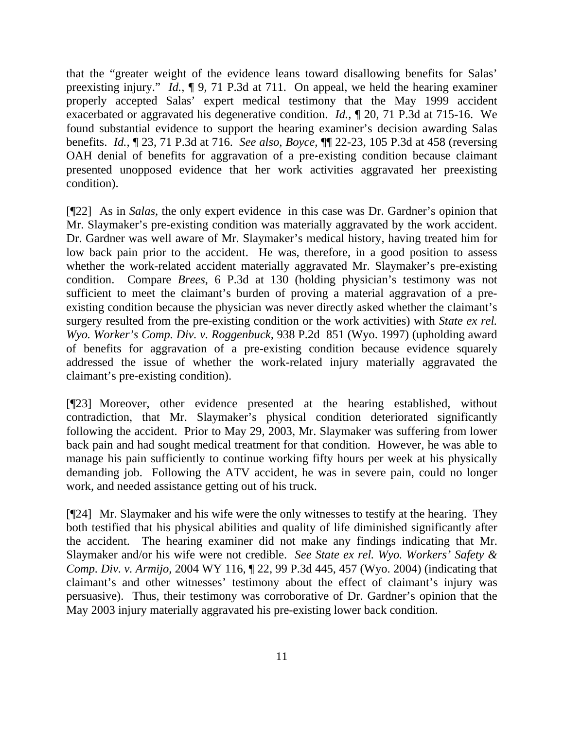that the "greater weight of the evidence leans toward disallowing benefits for Salas' preexisting injury." *Id.*, ¶ 9, 71 P.3d at 711. On appeal, we held the hearing examiner properly accepted Salas' expert medical testimony that the May 1999 accident exacerbated or aggravated his degenerative condition. *Id.*, ¶ 20, 71 P.3d at 715-16. We found substantial evidence to support the hearing examiner's decision awarding Salas benefits. *Id.*, ¶ 23, 71 P.3d at 716. *See also*, *Boyce*, ¶¶ 22-23, 105 P.3d at 458 (reversing OAH denial of benefits for aggravation of a pre-existing condition because claimant presented unopposed evidence that her work activities aggravated her preexisting condition).

[¶22] As in *Salas*, the only expert evidence in this case was Dr. Gardner's opinion that Mr. Slaymaker's pre-existing condition was materially aggravated by the work accident. Dr. Gardner was well aware of Mr. Slaymaker's medical history, having treated him for low back pain prior to the accident. He was, therefore, in a good position to assess whether the work-related accident materially aggravated Mr. Slaymaker's pre-existing condition. Compare *Brees*, 6 P.3d at 130 (holding physician's testimony was not sufficient to meet the claimant's burden of proving a material aggravation of a pre-existing condition because the physician was never directly asked whether the claimant's surgery resulted from the pre-existing condition or the work activities) with *State ex rel. Wyo. Worker's Comp. Div. v. Roggenbuck*, 938 P.2d 851 (Wyo. 1997) (upholding award of benefits for aggravation of a pre-existing condition because evidence squarely addressed the issue of whether the work-related injury materially aggravated the claimant's pre-existing condition).

[¶23] Moreover, other evidence presented at the hearing established, without contradiction, that Mr. Slaymaker's physical condition deteriorated significantly following the accident. Prior to May 29, 2003, Mr. Slaymaker was suffering from lower back pain and had sought medical treatment for that condition. However, he was able to manage his pain sufficiently to continue working fifty hours per week at his physically demanding job. Following the ATV accident, he was in severe pain, could no longer work, and needed assistance getting out of his truck.

[¶24] Mr. Slaymaker and his wife were the only witnesses to testify at the hearing. They both testified that his physical abilities and quality of life diminished significantly after the accident. The hearing examiner did not make any findings indicating that Mr. Slaymaker and/or his wife were not credible. *See State ex rel. Wyo. Workers' Safety & Comp. Div. v. Armijo*, 2004 WY 116, ¶ 22, 99 P.3d 445, 457 (Wyo. 2004) (indicating that claimant's and other witnesses' testimony about the effect of claimant's injury was persuasive). Thus, their testimony was corroborative of Dr. Gardner's opinion that the May 2003 injury materially aggravated his pre-existing lower back condition.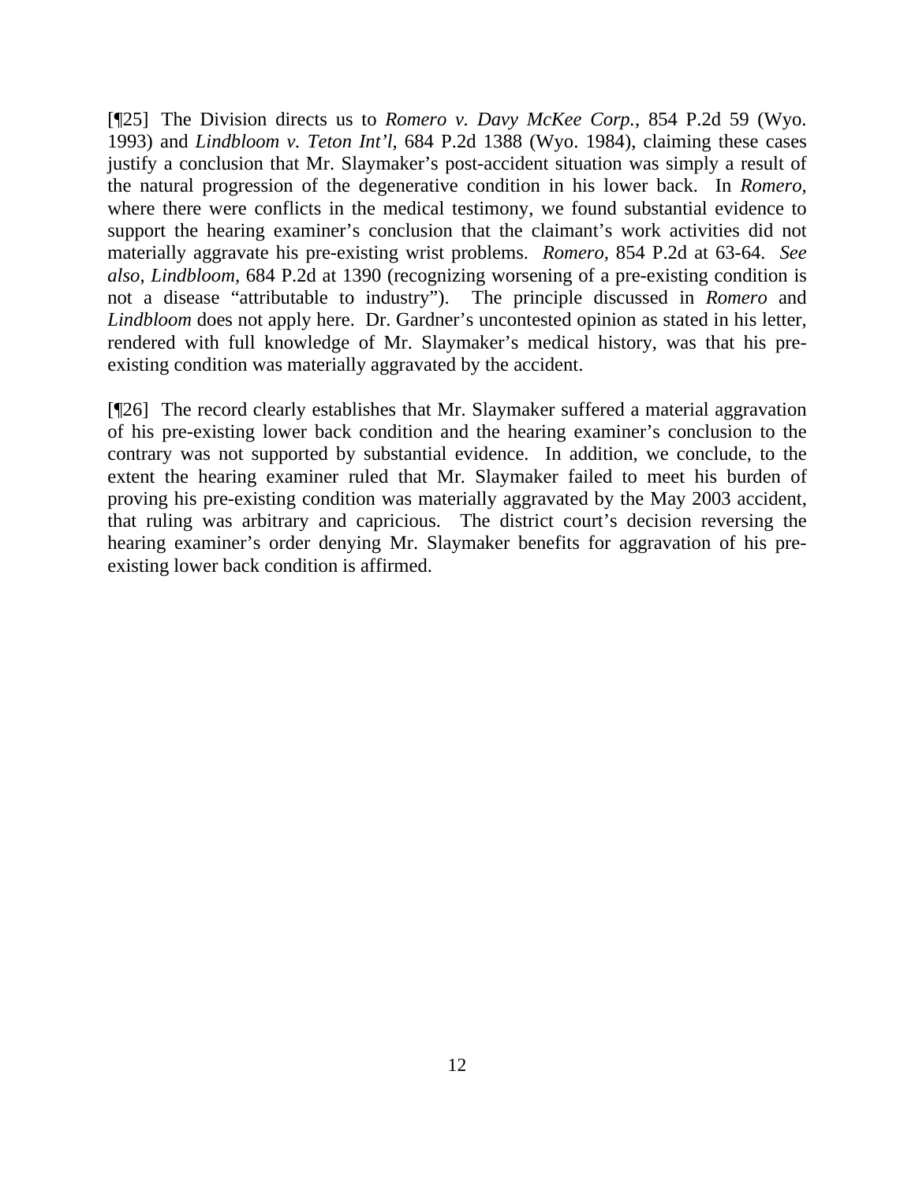[¶25] The Division directs us to *Romero v. Davy McKee Corp.,* 854 P.2d 59 (Wyo. 1993) and *Lindbloom v. Teton Int'l,* 684 P.2d 1388 (Wyo. 1984), claiming these cases justify a conclusion that Mr. Slaymaker's post-accident situation was simply a result of the natural progression of the degenerative condition in his lower back. In *Romero,* where there were conflicts in the medical testimony, we found substantial evidence to support the hearing examiner's conclusion that the claimant's work activities did not materially aggravate his pre-existing wrist problems. *Romero,* 854 P.2d at 63-64. *See also, Lindbloom,* 684 P.2d at 1390 (recognizing worsening of a pre-existing condition is not a disease "attributable to industry"). The principle discussed in *Romero* and *Lindbloom* does not apply here. Dr. Gardner's uncontested opinion as stated in his letter, rendered with full knowledge of Mr. Slaymaker's medical history, was that his pre-existing condition was materially aggravated by the accident.

[¶26] The record clearly establishes that Mr. Slaymaker suffered a material aggravation of his pre-existing lower back condition and the hearing examiner's conclusion to the contrary was not supported by substantial evidence. In addition, we conclude, to the extent the hearing examiner ruled that Mr. Slaymaker failed to meet his burden of proving his pre-existing condition was materially aggravated by the May 2003 accident, that ruling was arbitrary and capricious. The district court's decision reversing the hearing examiner's order denying Mr. Slaymaker benefits for aggravation of his pre-existing lower back condition is affirmed.